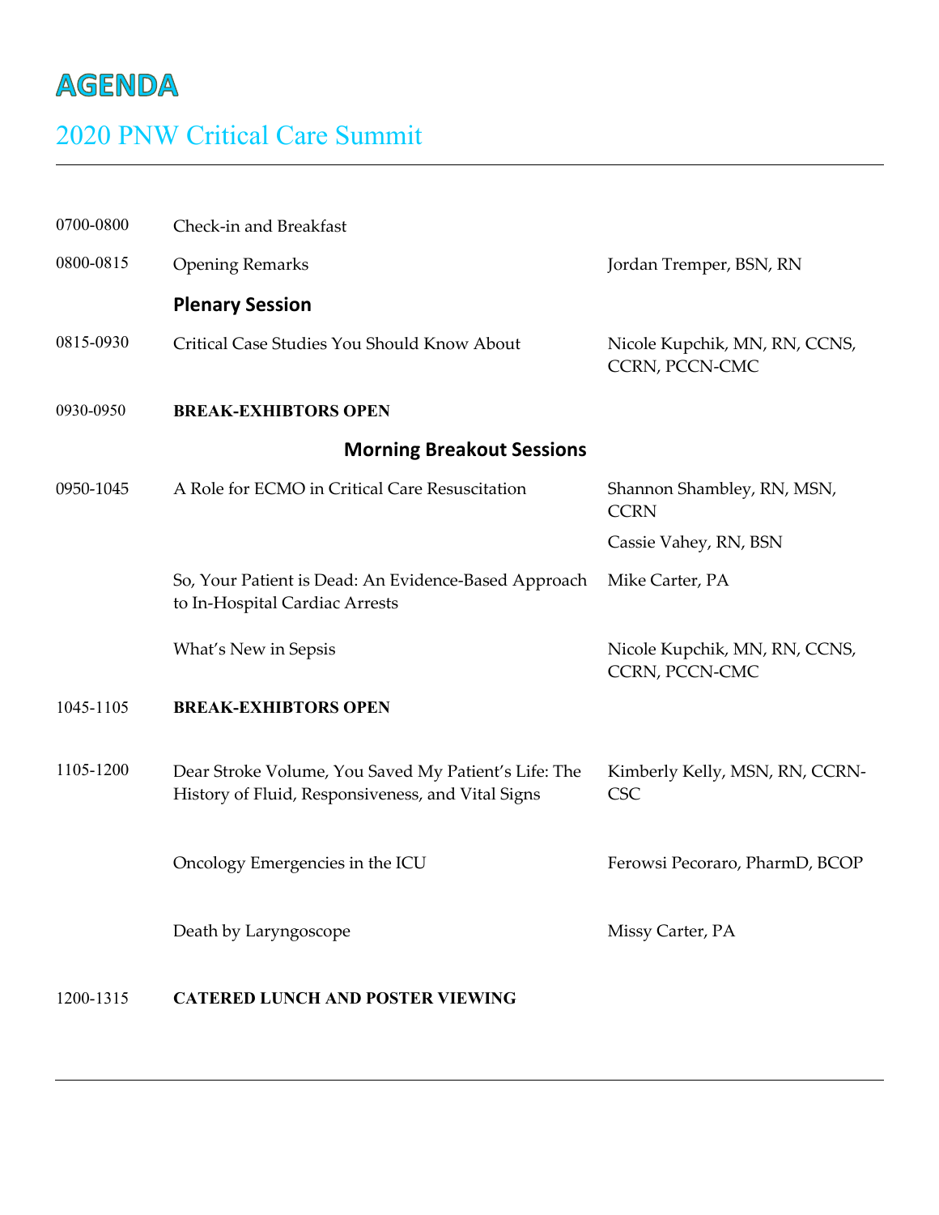# AGENDA

## 2020 PNW Critical Care Summit

---

| Time | Session | Speaker |
|---|---|---|
| 0700-0800 | Check-in and Breakfast | |
| 0800-0815 | Opening Remarks | Jordan Tremper, BSN, RN |
| | **Plenary Session** | |
| 0815-0930 | Critical Case Studies You Should Know About | Nicole Kupchik, MN, RN, CCNS, CCRN, PCCN-CMC |
| 0930-0950 | **BREAK-EXHIBTORS OPEN** | |
| | **Morning Breakout Sessions** | |
| 0950-1045 | A Role for ECMO in Critical Care Resuscitation | Shannon Shambley, RN, MSN, CCRN; Cassie Vahey, RN, BSN |
| | So, Your Patient is Dead: An Evidence-Based Approach to In-Hospital Cardiac Arrests | Mike Carter, PA |
| | What's New in Sepsis | Nicole Kupchik, MN, RN, CCNS, CCRN, PCCN-CMC |
| 1045-1105 | **BREAK-EXHIBTORS OPEN** | |
| 1105-1200 | Dear Stroke Volume, You Saved My Patient's Life: The History of Fluid, Responsiveness, and Vital Signs | Kimberly Kelly, MSN, RN, CCRN-CSC |
| | Oncology Emergencies in the ICU | Ferowsi Pecoraro, PharmD, BCOP |
| | Death by Laryngoscope | Missy Carter, PA |
| 1200-1315 | **CATERED LUNCH AND POSTER VIEWING** | |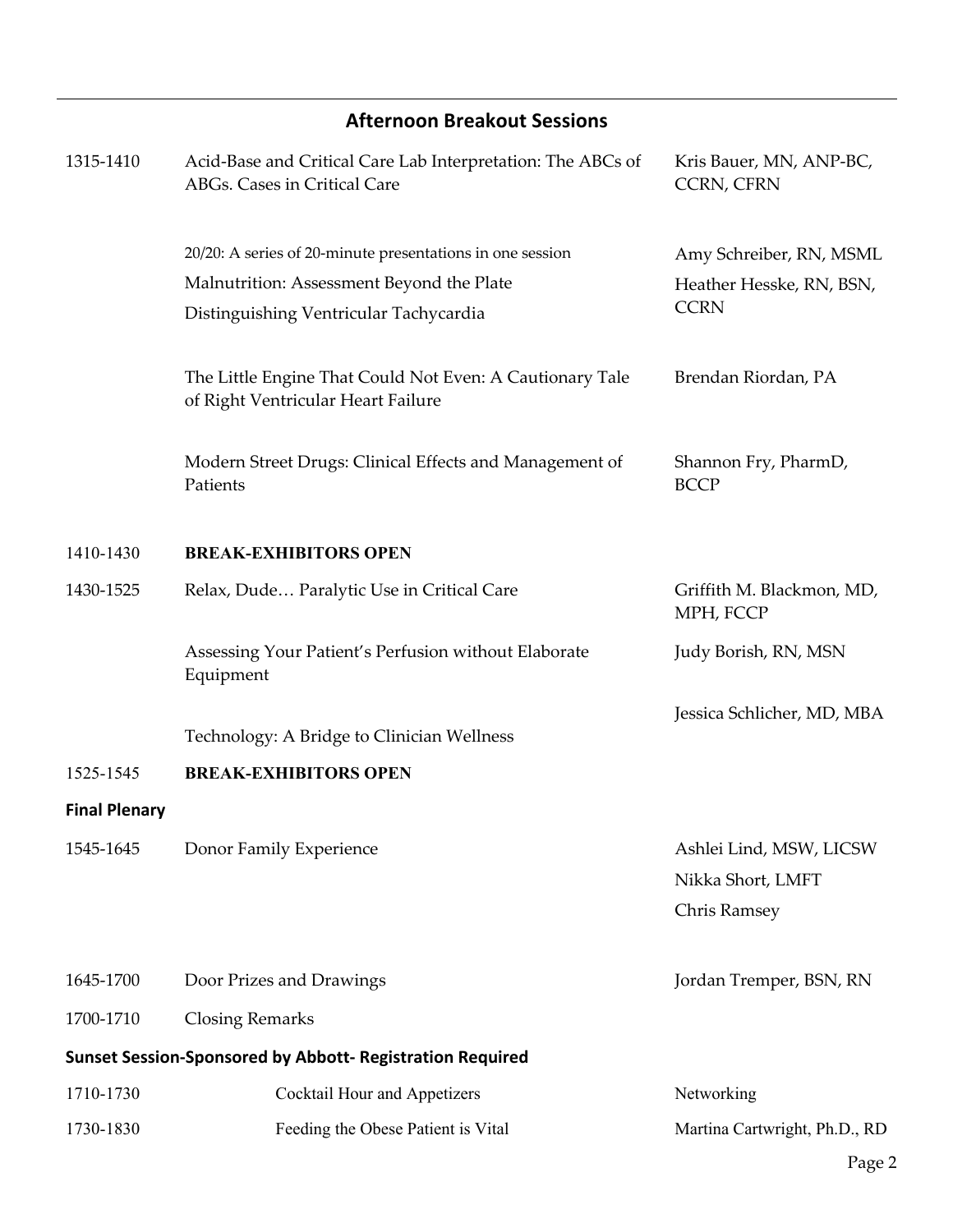## Afternoon Breakout Sessions

| | | |
|---|---|---|
| 1315-1410 | Acid-Base and Critical Care Lab Interpretation: The ABCs of ABGs. Cases in Critical Care | Kris Bauer, MN, ANP-BC, CCRN, CFRN |
| | 20/20: A series of 20-minute presentations in one session<br>Malnutrition: Assessment Beyond the Plate<br>Distinguishing Ventricular Tachycardia | Amy Schreiber, RN, MSML<br>Heather Hesske, RN, BSN, CCRN |
| | The Little Engine That Could Not Even: A Cautionary Tale of Right Ventricular Heart Failure | Brendan Riordan, PA |
| | Modern Street Drugs: Clinical Effects and Management of Patients | Shannon Fry, PharmD, BCCP |
| 1410-1430 | **BREAK-EXHIBITORS OPEN** | |
| 1430-1525 | Relax, Dude… Paralytic Use in Critical Care | Griffith M. Blackmon, MD, MPH, FCCP |
| | Assessing Your Patient's Perfusion without Elaborate Equipment | Judy Borish, RN, MSN |
| | Technology: A Bridge to Clinician Wellness | Jessica Schlicher, MD, MBA |
| 1525-1545 | **BREAK-EXHIBITORS OPEN** | |

### Final Plenary

| | | |
|---|---|---|
| 1545-1645 | Donor Family Experience | Ashlei Lind, MSW, LICSW<br>Nikka Short, LMFT<br>Chris Ramsey |
| 1645-1700 | Door Prizes and Drawings | Jordan Tremper, BSN, RN |
| 1700-1710 | Closing Remarks | |

### Sunset Session-Sponsored by Abbott- Registration Required

| | | |
|---|---|---|
| 1710-1730 | Cocktail Hour and Appetizers | Networking |
| 1730-1830 | Feeding the Obese Patient is Vital | Martina Cartwright, Ph.D., RD |